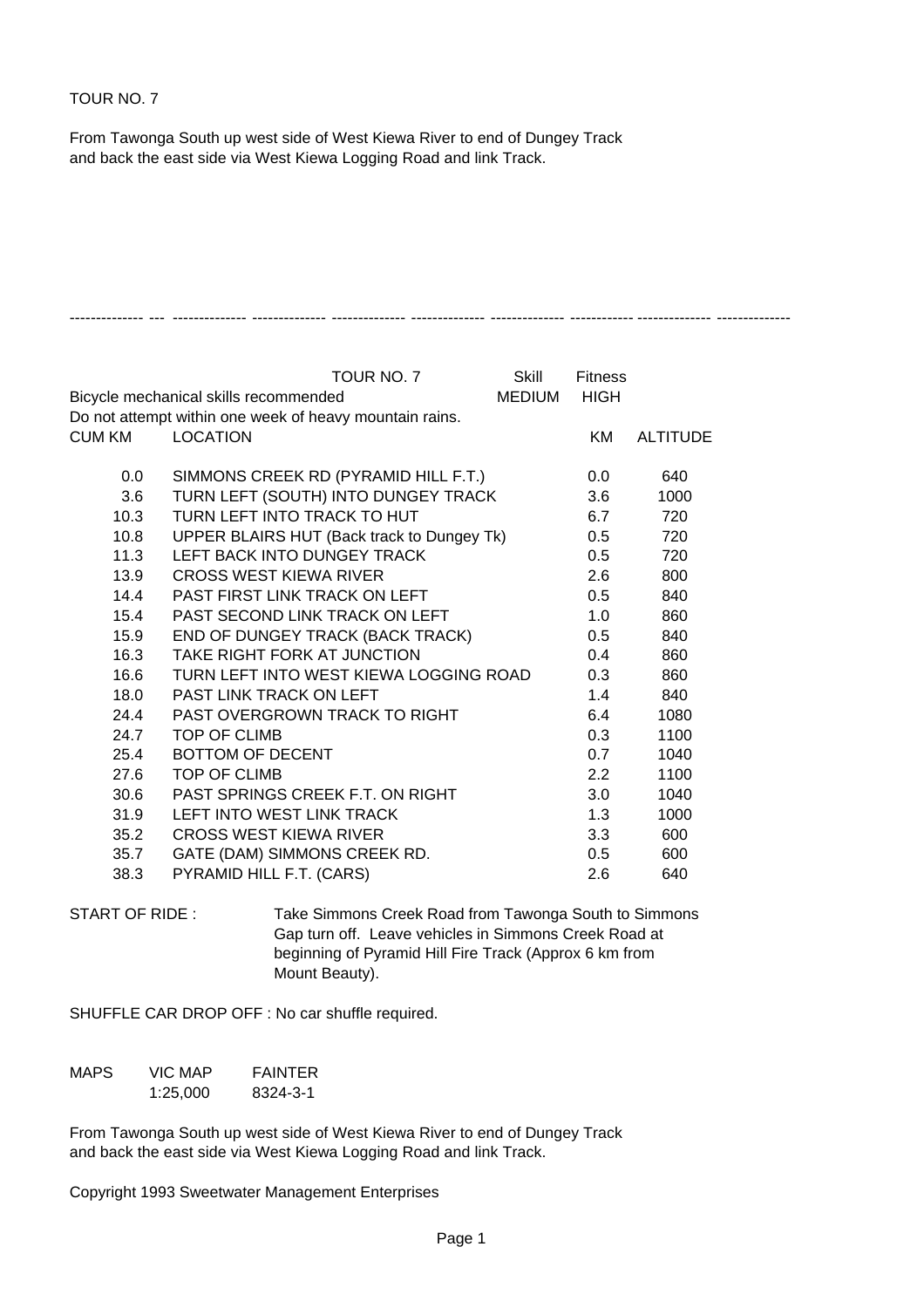TOUR NO. 7

From Tawonga South up west side of West Kiewa River to end of Dungey Track and back the east side via West Kiewa Logging Road and link Track.

-------------- --- -------------- -------------- -------------- -------------- -------------- ------------ -------------- --------------

| | TOUR NO. 7 | Skill | Fitness | |
|---|---|---|---|---|
| Bicycle mechanical skills recommended | | MEDIUM | HIGH | |
| Do not attempt within one week of heavy mountain rains. | | | | |
| **CUM KM** | **LOCATION** | | **KM** | **ALTITUDE** |
| 0.0 | SIMMONS CREEK RD (PYRAMID HILL F.T.) | | 0.0 | 640 |
| 3.6 | TURN LEFT (SOUTH) INTO DUNGEY TRACK | | 3.6 | 1000 |
| 10.3 | TURN LEFT INTO TRACK TO HUT | | 6.7 | 720 |
| 10.8 | UPPER BLAIRS HUT (Back track to Dungey Tk) | | 0.5 | 720 |
| 11.3 | LEFT BACK INTO DUNGEY TRACK | | 0.5 | 720 |
| 13.9 | CROSS WEST KIEWA RIVER | | 2.6 | 800 |
| 14.4 | PAST FIRST LINK TRACK ON LEFT | | 0.5 | 840 |
| 15.4 | PAST SECOND LINK TRACK ON LEFT | | 1.0 | 860 |
| 15.9 | END OF DUNGEY TRACK (BACK TRACK) | | 0.5 | 840 |
| 16.3 | TAKE RIGHT FORK AT JUNCTION | | 0.4 | 860 |
| 16.6 | TURN LEFT INTO WEST KIEWA LOGGING ROAD | | 0.3 | 860 |
| 18.0 | PAST LINK TRACK ON LEFT | | 1.4 | 840 |
| 24.4 | PAST OVERGROWN TRACK TO RIGHT | | 6.4 | 1080 |
| 24.7 | TOP OF CLIMB | | 0.3 | 1100 |
| 25.4 | BOTTOM OF DECENT | | 0.7 | 1040 |
| 27.6 | TOP OF CLIMB | | 2.2 | 1100 |
| 30.6 | PAST SPRINGS CREEK F.T. ON RIGHT | | 3.0 | 1040 |
| 31.9 | LEFT INTO WEST LINK TRACK | | 1.3 | 1000 |
| 35.2 | CROSS WEST KIEWA RIVER | | 3.3 | 600 |
| 35.7 | GATE (DAM) SIMMONS CREEK RD. | | 0.5 | 600 |
| 38.3 | PYRAMID HILL F.T. (CARS) | | 2.6 | 640 |

START OF RIDE : Take Simmons Creek Road from Tawonga South to Simmons Gap turn off. Leave vehicles in Simmons Creek Road at beginning of Pyramid Hill Fire Track (Approx 6 km from Mount Beauty).

SHUFFLE CAR DROP OFF : No car shuffle required.

| MAPS | VIC MAP | FAINTER |
|---|---|---|
| | 1:25,000 | 8324-3-1 |

From Tawonga South up west side of West Kiewa River to end of Dungey Track and back the east side via West Kiewa Logging Road and link Track.

Copyright 1993 Sweetwater Management Enterprises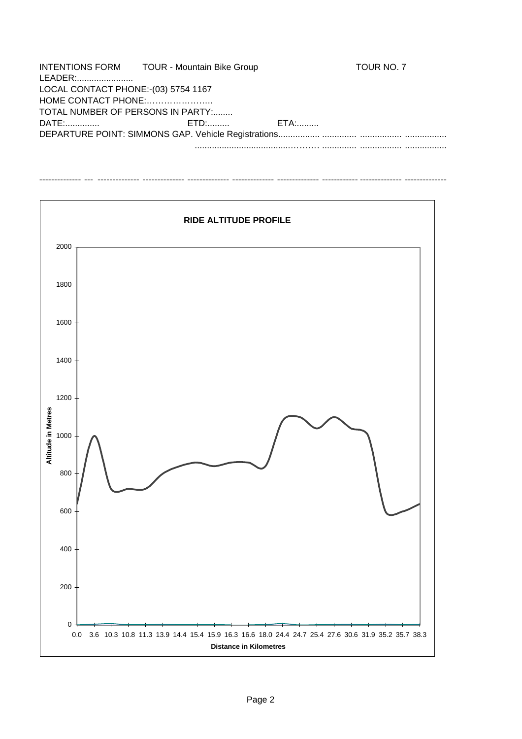INTENTIONS FORM TOUR - Mountain Bike Group TOUR NO. 7

LEADER:......................

LOCAL CONTACT PHONE:-(03) 5754 1167

HOME CONTACT PHONE:…………………..

TOTAL NUMBER OF PERSONS IN PARTY:........

DATE:.............. ETD:......... ETA:.........

DEPARTURE POINT: SIMMONS GAP. Vehicle Registrations................. .............. ................. .................

......................................………. .............. ................. .................

-------------- --- -------------- -------------- -------------- -------------- -------------- ------------ -------------- --------------

**RIDE ALTITUDE PROFILE**

Altitude in Metres

2000
1800
1600
1400
1200
1000
800
600
400
200
0

0.0 3.6 10.3 10.8 11.3 13.9 14.4 15.4 15.9 16.3 16.6 18.0 24.4 24.7 25.4 27.6 30.6 31.9 35.2 35.7 38.3

Distance in Kilometres